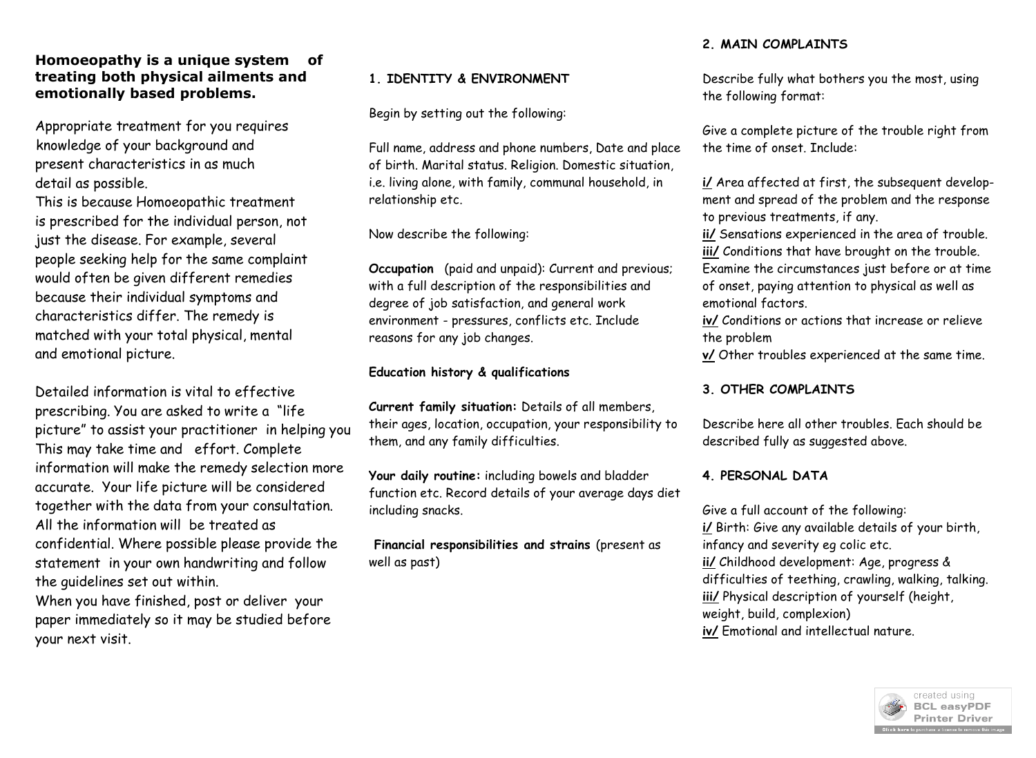**Homoeopathy is a unique system of treating both physical ailments and emotionally based problems.**

Appropriate treatment for you requires knowledge of your background and present characteristics in as much detail as possible.
This is because Homoeopathic treatment is prescribed for the individual person, not just the disease. For example, several people seeking help for the same complaint would often be given different remedies because their individual symptoms and characteristics differ. The remedy is matched with your total physical, mental and emotional picture.

Detailed information is vital to effective prescribing. You are asked to write a "life picture" to assist your practitioner in helping you This may take time and effort. Complete information will make the remedy selection more accurate. Your life picture will be considered together with the data from your consultation. All the information will be treated as confidential. Where possible please provide the statement in your own handwriting and follow the guidelines set out within.
When you have finished, post or deliver your paper immediately so it may be studied before your next visit.

## 1. IDENTITY & ENVIRONMENT

Begin by setting out the following:

Full name, address and phone numbers, Date and place of birth. Marital status. Religion. Domestic situation, i.e. living alone, with family, communal household, in relationship etc.

Now describe the following:

**Occupation** (paid and unpaid): Current and previous; with a full description of the responsibilities and degree of job satisfaction, and general work environment - pressures, conflicts etc. Include reasons for any job changes.

**Education history & qualifications**

**Current family situation:** Details of all members, their ages, location, occupation, your responsibility to them, and any family difficulties.

**Your daily routine:** including bowels and bladder function etc. Record details of your average days diet including snacks.

**Financial responsibilities and strains** (present as well as past)

## 2. MAIN COMPLAINTS

Describe fully what bothers you the most, using the following format:

Give a complete picture of the trouble right from the time of onset. Include:

i/ Area affected at first, the subsequent development and spread of the problem and the response to previous treatments, if any.
ii/ Sensations experienced in the area of trouble.
iii/ Conditions that have brought on the trouble. Examine the circumstances just before or at time of onset, paying attention to physical as well as emotional factors.
iv/ Conditions or actions that increase or relieve the problem
v/ Other troubles experienced at the same time.

## 3. OTHER COMPLAINTS

Describe here all other troubles. Each should be described fully as suggested above.

## 4. PERSONAL DATA

Give a full account of the following:
i/ Birth: Give any available details of your birth, infancy and severity eg colic etc.
ii/ Childhood development: Age, progress & difficulties of teething, crawling, walking, talking.
iii/ Physical description of yourself (height, weight, build, complexion)
iv/ Emotional and intellectual nature.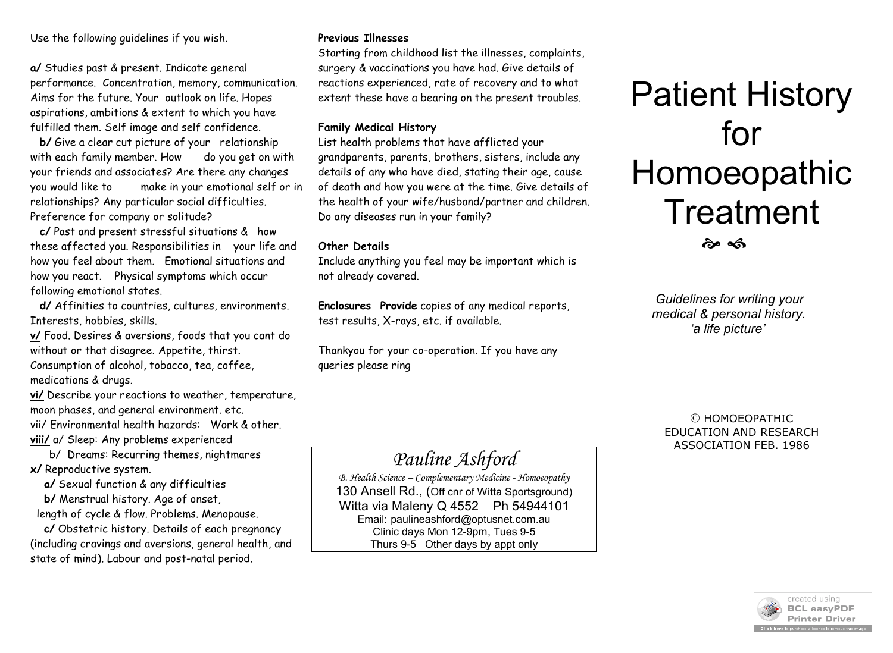Use the following guidelines if you wish.

**a/** Studies past & present. Indicate general performance. Concentration, memory, communication. Aims for the future. Your outlook on life. Hopes aspirations, ambitions & extent to which you have fulfilled them. Self image and self confidence.

**b/** Give a clear cut picture of your relationship with each family member. How do you get on with your friends and associates? Are there any changes you would like to make in your emotional self or in relationships? Any particular social difficulties. Preference for company or solitude?

**c/** Past and present stressful situations & how these affected you. Responsibilities in your life and how you feel about them. Emotional situations and how you react. Physical symptoms which occur following emotional states.

**d/** Affinities to countries, cultures, environments. Interests, hobbies, skills.

**v/** Food. Desires & aversions, foods that you cant do without or that disagree. Appetite, thirst. Consumption of alcohol, tobacco, tea, coffee, medications & drugs.

**vi/** Describe your reactions to weather, temperature, moon phases, and general environment. etc.

vii/ Environmental health hazards: Work & other.

**viii/** a/ Sleep: Any problems experienced

b/ Dreams: Recurring themes, nightmares

**x/** Reproductive system.

**a/** Sexual function & any difficulties

**b/** Menstrual history. Age of onset, length of cycle & flow. Problems. Menopause.

**c/** Obstetric history. Details of each pregnancy (including cravings and aversions, general health, and state of mind). Labour and post-natal period.

**Previous Illnesses**

Starting from childhood list the illnesses, complaints, surgery & vaccinations you have had. Give details of reactions experienced, rate of recovery and to what extent these have a bearing on the present troubles.

**Family Medical History**

List health problems that have afflicted your grandparents, parents, brothers, sisters, include any details of any who have died, stating their age, cause of death and how you were at the time. Give details of the health of your wife/husband/partner and children. Do any diseases run in your family?

**Other Details**

Include anything you feel may be important which is not already covered.

**Enclosures Provide** copies of any medical reports, test results, X-rays, etc. if available.

Thankyou for your co-operation. If you have any queries please ring

*Pauline Ashford*

*B. Health Science – Complementary Medicine - Homoeopathy*

130 Ansell Rd., (Off cnr of Witta Sportsground)

Witta via Maleny Q 4552 Ph 54944101

Email: paulineashford@optusnet.com.au

Clinic days Mon 12-9pm, Tues 9-5

Thurs 9-5 Other days by appt only

# Patient History for Homoeopathic Treatment

*Guidelines for writing your medical & personal history. 'a life picture'*

© HOMOEOPATHIC EDUCATION AND RESEARCH ASSOCIATION FEB. 1986